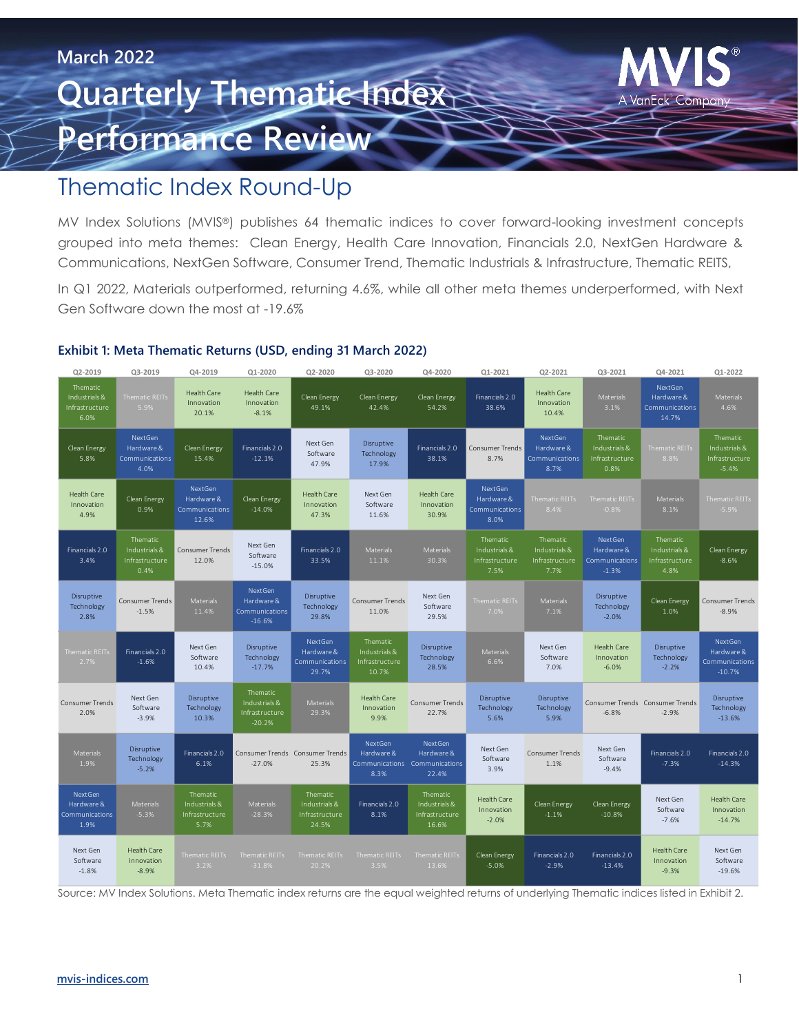March 2022

# Quarterly Thematic Index Performance Review

## Thematic Index Round-Up

MV Index Solutions (MVIS®) publishes 64 thematic indices to cover forward-looking investment concepts grouped into meta themes: Clean Energy, Health Care Innovation, Financials 2.0, NextGen Hardware & Communications, NextGen Software, Consumer Trend, Thematic Industrials & Infrastructure, Thematic REITS,

In Q1 2022, Materials outperformed, returning 4.6%, while all other meta themes underperformed, with Next Gen Software down the most at -19.6%

### Exhibit 1: Meta Thematic Returns (USD, ending 31 March 2022)

| Q2-2019 | Q3-2019 | Q4-2019 | Q1-2020 | Q2-2020 | Q3-2020 | Q4-2020 | Q1-2021 | Q2-2021 | Q3-2021 | Q4-2021 | Q1-2022 |
|---|---|---|---|---|---|---|---|---|---|---|---|
| Thematic Industrials & Infrastructure 6.0% | Thematic REITs 5.9% | Health Care Innovation 20.1% | Health Care Innovation -8.1% | Clean Energy 49.1% | Clean Energy 42.4% | Clean Energy 54.2% | Financials 2.0 38.6% | Health Care Innovation 10.4% | Materials 3.1% | NextGen Hardware & Communications 14.7% | Materials 4.6% |
| Clean Energy 5.8% | NextGen Hardware & Communications 4.0% | Clean Energy 15.4% | Financials 2.0 -12.1% | Next Gen Software 47.9% | Disruptive Technology 17.9% | Financials 2.0 38.1% | Consumer Trends 8.7% | NextGen Hardware & Communications 8.7% | Thematic Industrials & Infrastructure 0.8% | Thematic REITs 8.8% | Thematic Industrials & Infrastructure -5.4% |
| Health Care Innovation 4.9% | Clean Energy 0.9% | NextGen Hardware & Communications 12.6% | Clean Energy -14.0% | Health Care Innovation 47.3% | Next Gen Software 11.6% | Health Care Innovation 30.9% | NextGen Hardware & Communications 8.0% | Thematic REITs 8.4% | Thematic REITs -0.8% | Materials 8.1% | Thematic REITs -5.9% |
| Financials 2.0 3.4% | Thematic Industrials & Infrastructure 0.4% | Consumer Trends 12.0% | Next Gen Software -15.0% | Financials 2.0 33.5% | Materials 11.1% | Materials 30.3% | Thematic Industrials & Infrastructure 7.5% | Thematic Industrials & Infrastructure 7.7% | NextGen Hardware & Communications -1.3% | Thematic Industrials & Infrastructure 4.8% | Clean Energy -8.6% |
| Disruptive Technology 2.8% | Consumer Trends -1.5% | Materials 11.4% | NextGen Hardware & Communications -16.6% | Disruptive Technology 29.8% | Consumer Trends 11.0% | Next Gen Software 29.5% | Thematic REITs 7.0% | Materials 7.1% | Disruptive Technology -2.0% | Clean Energy 1.0% | Consumer Trends -8.9% |
| Thematic REITs 2.7% | Financials 2.0 -1.6% | Next Gen Software 10.4% | Disruptive Technology -17.7% | NextGen Hardware & Communications 29.7% | Thematic Industrials & Infrastructure 10.7% | Disruptive Technology 28.5% | Materials 6.6% | Next Gen Software 7.0% | Health Care Innovation -6.0% | Disruptive Technology -2.2% | NextGen Hardware & Communications -10.7% |
| Consumer Trends 2.0% | Next Gen Software -3.9% | Disruptive Technology 10.3% | Thematic Industrials & Infrastructure -20.2% | Materials 29.3% | Health Care Innovation 9.9% | Consumer Trends 22.7% | Disruptive Technology 5.6% | Disruptive Technology 5.9% | Consumer Trends -6.8% | Consumer Trends -2.9% | Disruptive Technology -13.6% |
| Materials 1.9% | Disruptive Technology -5.2% | Financials 2.0 6.1% | Consumer Trends -27.0% | Consumer Trends 25.3% | NextGen Hardware & Communications 8.3% | NextGen Hardware & Communications 22.4% | Next Gen Software 3.9% | Consumer Trends 1.1% | Next Gen Software -9.4% | Financials 2.0 -7.3% | Financials 2.0 -14.3% |
| NextGen Hardware & Communications 1.9% | Materials -5.3% | Thematic Industrials & Infrastructure 5.7% | Materials -28.3% | Thematic Industrials & Infrastructure 24.5% | Financials 2.0 8.1% | Thematic Industrials & Infrastructure 16.6% | Health Care Innovation -2.0% | Clean Energy -1.1% | Clean Energy -10.8% | Next Gen Software -7.6% | Health Care Innovation -14.7% |
| Next Gen Software -1.8% | Health Care Innovation -8.9% | Thematic REITs 3.2% | Thematic REITs -31.8% | Thematic REITs 20.2% | Thematic REITs 3.5% | Thematic REITs 13.6% | Clean Energy -5.0% | Financials 2.0 -2.9% | Financials 2.0 -13.4% | Health Care Innovation -9.3% | Next Gen Software -19.6% |

Source: MV Index Solutions. Meta Thematic index returns are the equal weighted returns of underlying Thematic indices listed in Exhibit 2.

mvis-indices.com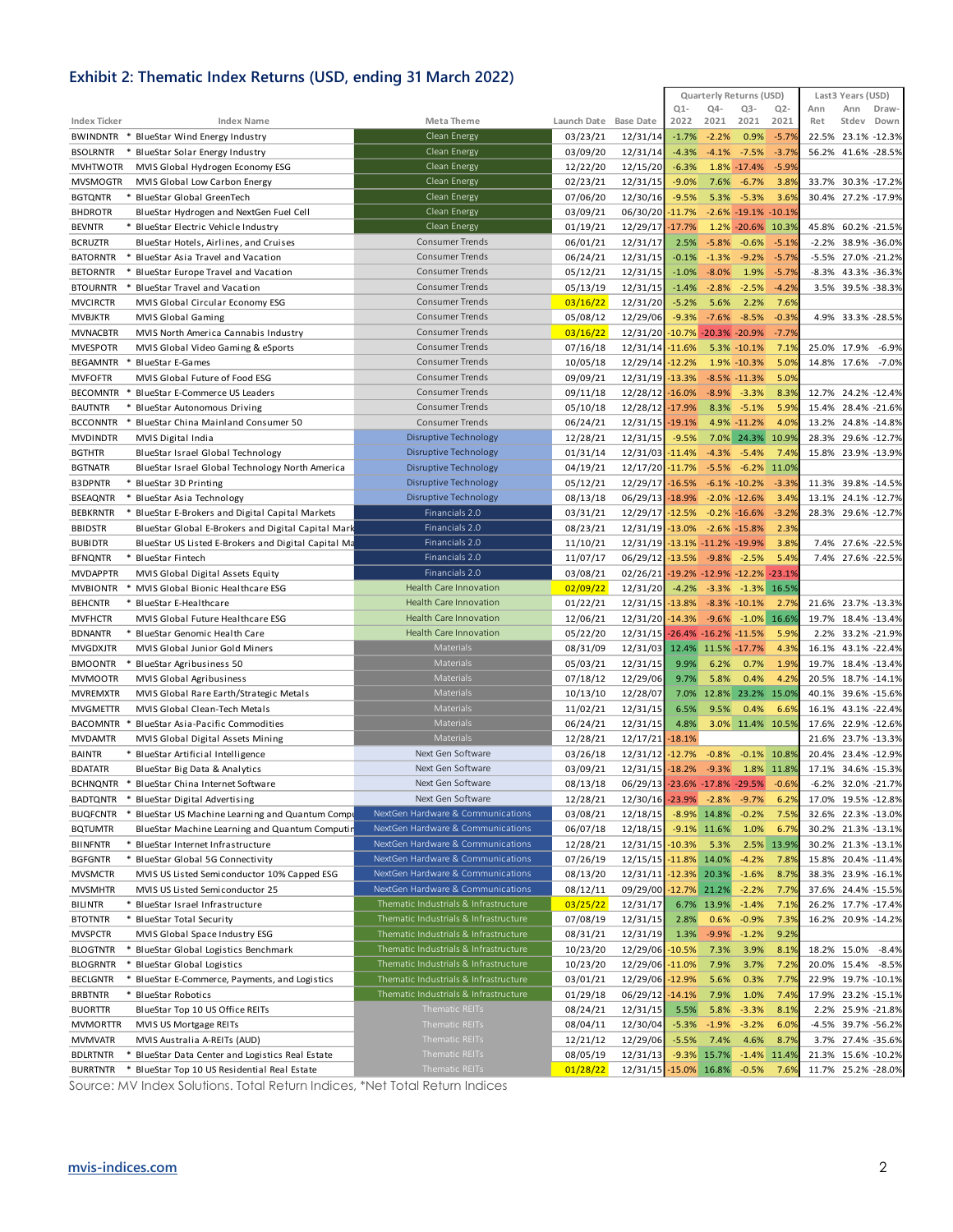## Exhibit 2: Thematic Index Returns (USD, ending 31 March 2022)

| Index Ticker | Index Name | Meta Theme | Launch Date | Base Date | Quarterly Returns (USD) Q1-2022 | Q4-2021 | Q3-2021 | Q2-2021 | Last3 Years (USD) Ann Ret | Ann Stdev | Draw-Down |
|---|---|---|---|---|---|---|---|---|---|---|---|
| BWINDNTR | * BlueStar Wind Energy Industry | Clean Energy | 03/23/21 | 12/31/14 | -1.7% | -2.2% | 0.9% | -5.7% | 22.5% | 23.1% | -12.3% |
| BSOLRNTR | * BlueStar Solar Energy Industry | Clean Energy | 03/09/20 | 12/31/14 | -4.3% | -4.1% | -7.5% | -3.7% | 56.2% | 41.6% | -28.5% |
| MVHTWOTR | MVIS Global Hydrogen Economy ESG | Clean Energy | 12/22/20 | 12/15/20 | -6.3% | 1.8% | -17.4% | -5.9% | | | |
| MVSMOGTR | MVIS Global Low Carbon Energy | Clean Energy | 02/23/21 | 12/31/15 | -9.0% | 7.6% | -6.7% | 3.8% | 33.7% | 30.3% | -17.2% |
| BGTQNTR | * BlueStar Global GreenTech | Clean Energy | 07/06/20 | 12/30/16 | -9.5% | 5.3% | -5.3% | 3.6% | 30.4% | 27.2% | -17.9% |
| BHDROTR | BlueStar Hydrogen and NextGen Fuel Cell | Clean Energy | 03/09/21 | 06/30/20 | -11.7% | -2.6% | -19.1% | -10.1% | | | |
| BEVNTR | * BlueStar Electric Vehicle Industry | Clean Energy | 01/19/21 | 12/29/17 | -17.7% | 1.2% | -20.6% | 10.3% | 45.8% | 60.2% | -21.5% |
| BCRUZTR | BlueStar Hotels, Airlines, and Cruises | Consumer Trends | 06/01/21 | 12/31/17 | 2.5% | -5.8% | -0.6% | -5.1% | -2.2% | 38.9% | -36.0% |
| BATORNTR | * BlueStar Asia Travel and Vacation | Consumer Trends | 06/24/21 | 12/31/15 | -0.1% | -1.3% | -9.2% | -5.7% | -5.5% | 27.0% | -21.2% |
| BETORNTR | * BlueStar Europe Travel and Vacation | Consumer Trends | 05/12/21 | 12/31/15 | -1.0% | -8.0% | 1.9% | -5.7% | -8.3% | 43.3% | -36.3% |
| BTOURNTR | * BlueStar Travel and Vacation | Consumer Trends | 05/13/19 | 12/31/15 | -1.4% | -2.8% | -2.5% | -4.2% | 3.5% | 39.5% | -38.3% |
| MVCIRCTR | MVIS Global Circular Economy ESG | Consumer Trends | 03/16/22 | 12/31/20 | -5.2% | 5.6% | 2.2% | 7.6% | | | |
| MVBJKTR | MVIS Global Gaming | Consumer Trends | 05/08/12 | 12/29/06 | -9.3% | -7.6% | -8.5% | -0.3% | 4.9% | 33.3% | -28.5% |
| MVNACBTR | MVIS North America Cannabis Industry | Consumer Trends | 03/16/22 | 12/31/20 | -10.7% | -20.3% | -20.9% | -7.7% | | | |
| MVESPOTR | MVIS Global Video Gaming & eSports | Consumer Trends | 07/16/18 | 12/31/14 | -11.6% | 5.3% | -10.1% | 7.1% | 25.0% | 17.9% | -6.9% |
| BEGAMNTR | * BlueStar E-Games | Consumer Trends | 10/05/18 | 12/29/14 | -12.2% | 1.9% | -10.3% | 5.0% | 14.8% | 17.6% | -7.0% |
| MVFOFTR | MVIS Global Future of Food ESG | Consumer Trends | 09/09/21 | 12/31/19 | -13.3% | -8.5% | -11.3% | 5.0% | | | |
| BECOMNTR | * BlueStar E-Commerce US Leaders | Consumer Trends | 09/11/18 | 12/28/12 | -16.0% | -8.9% | -3.3% | 8.3% | 12.7% | 24.2% | -12.4% |
| BAUTNTR | * BlueStar Autonomous Driving | Consumer Trends | 05/10/18 | 12/28/12 | -17.9% | 8.3% | -5.1% | 5.9% | 15.4% | 28.4% | -21.6% |
| BCCONNTR | * BlueStar China Mainland Consumer 50 | Consumer Trends | 06/24/21 | 12/31/15 | -19.1% | 4.9% | -11.2% | 4.0% | 13.2% | 24.8% | -14.8% |
| MVDINDTR | MVIS Digital India | Disruptive Technology | 12/28/21 | 12/31/15 | -9.5% | 7.0% | 24.3% | 10.9% | 28.3% | 29.6% | -12.7% |
| BGTHTR | BlueStar Israel Global Technology | Disruptive Technology | 01/31/14 | 12/31/03 | -11.4% | -4.3% | -5.4% | 7.4% | 15.8% | 23.9% | -13.9% |
| BGTNATR | BlueStar Israel Global Technology North America | Disruptive Technology | 04/19/21 | 12/17/20 | -11.7% | -5.5% | -6.2% | 11.0% | | | |
| B3DPNTR | * BlueStar 3D Printing | Disruptive Technology | 05/12/21 | 12/29/17 | -16.5% | -6.1% | -10.2% | -3.3% | 11.3% | 39.8% | -14.5% |
| BSEAQNTR | * BlueStar Asia Technology | Disruptive Technology | 08/13/18 | 06/29/13 | -18.9% | -2.0% | -12.6% | 3.4% | 13.1% | 24.1% | -12.7% |
| BEBKRNTR | * BlueStar E-Brokers and Digital Capital Markets | Financials 2.0 | 03/31/21 | 12/29/17 | -12.5% | -0.2% | -16.6% | -3.2% | 28.3% | 29.6% | -12.7% |
| BBIDSTR | BlueStar Global E-Brokers and Digital Capital Mark | Financials 2.0 | 08/23/21 | 12/31/19 | -13.0% | -2.6% | -15.8% | 2.3% | | | |
| BUBIDTR | BlueStar US Listed E-Brokers and Digital Capital Ma | Financials 2.0 | 11/10/21 | 12/31/19 | -13.1% | -11.2% | -19.9% | 3.8% | 7.4% | 27.6% | -22.5% |
| BFNQNTR | * BlueStar Fintech | Financials 2.0 | 11/07/17 | 06/29/12 | -13.5% | -9.8% | -2.5% | 5.4% | 7.4% | 27.6% | -22.5% |
| MVDAPPTR | MVIS Global Digital Assets Equity | Financials 2.0 | 03/08/21 | 02/26/21 | -19.2% | -12.9% | -12.2% | -23.1% | | | |
| MVBIONTR | * MVIS Global Bionic Healthcare ESG | Health Care Innovation | 02/09/22 | 12/31/20 | -4.2% | -3.3% | -1.3% | 16.5% | | | |
| BEHCNTR | * BlueStar E-Healthcare | Health Care Innovation | 01/22/21 | 12/31/15 | -13.8% | -8.3% | -10.1% | 2.7% | 21.6% | 23.7% | -13.3% |
| MVFHCTR | MVIS Global Future Healthcare ESG | Health Care Innovation | 12/06/21 | 12/31/20 | -14.3% | -9.6% | -1.0% | 16.6% | 19.7% | 18.4% | -13.4% |
| BDNANTR | * BlueStar Genomic Health Care | Health Care Innovation | 05/22/20 | 12/31/15 | -26.4% | -16.2% | -11.5% | 5.9% | 2.2% | 33.2% | -21.9% |
| MVGDXJTR | MVIS Global Junior Gold Miners | Materials | 08/31/09 | 12/31/03 | 12.4% | 11.5% | -17.7% | 4.3% | 16.1% | 43.1% | -22.4% |
| BMOONTR | * BlueStar Agribusiness 50 | Materials | 05/03/21 | 12/31/15 | 9.9% | 6.2% | 0.7% | 1.9% | 19.7% | 18.4% | -13.4% |
| MVMOOTR | MVIS Global Agribusiness | Materials | 07/18/12 | 12/29/06 | 9.7% | 5.8% | 0.4% | 4.2% | 20.5% | 18.7% | -14.1% |
| MVREMXTR | MVIS Global Rare Earth/Strategic Metals | Materials | 10/13/10 | 12/28/07 | 7.0% | 12.8% | 23.2% | 15.0% | 40.1% | 39.6% | -15.6% |
| MVGMETTR | MVIS Global Clean-Tech Metals | Materials | 11/02/21 | 12/31/15 | 6.5% | 9.5% | 0.4% | 6.6% | 16.1% | 43.1% | -22.4% |
| BACOMNTR | * BlueStar Asia-Pacific Commodities | Materials | 06/24/21 | 12/31/15 | 4.8% | 3.0% | 11.4% | 10.5% | 17.6% | 22.9% | -12.6% |
| MVDAMTR | MVIS Global Digital Assets Mining | Materials | 12/28/21 | 12/17/21 | -18.1% | | | | 21.6% | 23.7% | -13.3% |
| BAINTR | * BlueStar Artificial Intelligence | Next Gen Software | 03/26/18 | 12/31/12 | -12.7% | -0.8% | -0.1% | 10.8% | 20.4% | 23.4% | -12.9% |
| BDATATR | BlueStar Big Data & Analytics | Next Gen Software | 03/09/21 | 12/31/15 | -18.2% | -9.3% | 1.8% | 11.8% | 17.1% | 34.6% | -15.3% |
| BCHNQNTR | * BlueStar China Internet Software | Next Gen Software | 08/13/18 | 06/29/13 | -23.6% | -17.8% | -29.5% | -0.6% | -6.2% | 32.0% | -21.7% |
| BADTQNTR | * BlueStar Digital Advertising | Next Gen Software | 12/28/21 | 12/30/16 | -23.9% | -2.8% | -9.7% | 6.2% | 17.0% | 19.5% | -12.8% |
| BUQFCNTR | * BlueStar US Machine Learning and Quantum Compu | NextGen Hardware & Communications | 03/08/21 | 12/18/15 | -8.9% | 14.8% | -0.2% | 7.5% | 32.6% | 22.3% | -13.0% |
| BQTUMTR | BlueStar Machine Learning and Quantum Computin | NextGen Hardware & Communications | 06/07/18 | 12/18/15 | -9.1% | 11.6% | 1.0% | 6.7% | 30.2% | 21.3% | -13.1% |
| BIINFNTR | * BlueStar Internet Infrastructure | NextGen Hardware & Communications | 12/28/21 | 12/31/15 | -10.3% | 5.3% | 2.5% | 13.9% | 30.2% | 21.3% | -13.1% |
| BGFGNTR | * BlueStar Global 5G Connectivity | NextGen Hardware & Communications | 07/26/19 | 12/15/15 | -11.8% | 14.0% | -4.2% | 7.8% | 15.8% | 20.4% | -11.4% |
| MVSMCTR | MVIS US Listed Semiconductor 10% Capped ESG | NextGen Hardware & Communications | 08/13/20 | 12/31/11 | -12.3% | 20.3% | -1.6% | 8.7% | 38.3% | 23.9% | -16.1% |
| MVSMHTR | MVIS US Listed Semiconductor 25 | NextGen Hardware & Communications | 08/12/11 | 09/29/00 | -12.7% | 21.2% | -2.2% | 7.7% | 37.6% | 24.4% | -15.5% |
| BILINTR | * BlueStar Israel Infrastructure | Thematic Industrials & Infrastructure | 03/25/22 | 12/31/17 | 6.7% | 13.9% | -1.4% | 7.1% | 26.2% | 17.7% | -17.4% |
| BTOTNTR | * BlueStar Total Security | Thematic Industrials & Infrastructure | 07/08/19 | 12/31/15 | 2.8% | 0.6% | -0.9% | 7.3% | 16.2% | 20.9% | -14.2% |
| MVSPCTR | MVIS Global Space Industry ESG | Thematic Industrials & Infrastructure | 08/31/21 | 12/31/19 | 1.3% | -9.9% | -1.2% | 9.2% | | | |
| BLOGTNTR | * BlueStar Global Logistics Benchmark | Thematic Industrials & Infrastructure | 10/23/20 | 12/29/06 | -10.5% | 7.3% | 3.9% | 8.1% | 18.2% | 15.0% | -8.4% |
| BLOGRNTR | * BlueStar Global Logistics | Thematic Industrials & Infrastructure | 10/23/20 | 12/29/06 | -11.0% | 7.9% | 3.7% | 7.2% | 20.0% | 15.4% | -8.5% |
| BECLGNTR | * BlueStar E-Commerce, Payments, and Logistics | Thematic Industrials & Infrastructure | 03/01/21 | 12/29/06 | -12.9% | 5.6% | 0.3% | 7.7% | 22.9% | 19.7% | -10.1% |
| BRBTNTR | * BlueStar Robotics | Thematic Industrials & Infrastructure | 01/29/18 | 06/29/12 | -14.1% | 7.9% | 1.0% | 7.4% | 17.9% | 23.2% | -15.1% |
| BUORTTR | BlueStar Top 10 US Office REITs | Thematic REITs | 08/24/21 | 12/31/15 | 5.5% | 5.8% | -3.3% | 8.1% | 2.2% | 25.9% | -21.8% |
| MVMORTTR | MVIS US Mortgage REITs | Thematic REITs | 08/04/11 | 12/30/04 | -5.3% | -1.9% | -3.2% | 6.0% | -4.5% | 39.7% | -56.2% |
| MVMVATR | MVIS Australia A-REITs (AUD) | Thematic REITs | 12/21/12 | 12/29/06 | -5.5% | 7.4% | 4.6% | 8.7% | 3.7% | 27.4% | -35.6% |
| BDLRTNTR | * BlueStar Data Center and Logistics Real Estate | Thematic REITs | 08/05/19 | 12/31/13 | -9.3% | 15.7% | -1.4% | 11.4% | 21.3% | 15.6% | -10.2% |
| BURRTNTR | * BlueStar Top 10 US Residential Real Estate | Thematic REITs | 01/28/22 | 12/31/15 | -15.0% | 16.8% | -0.5% | 7.6% | 11.7% | 25.2% | -28.0% |

Source: MV Index Solutions. Total Return Indices, *Net Total Return Indices

mvis-indices.com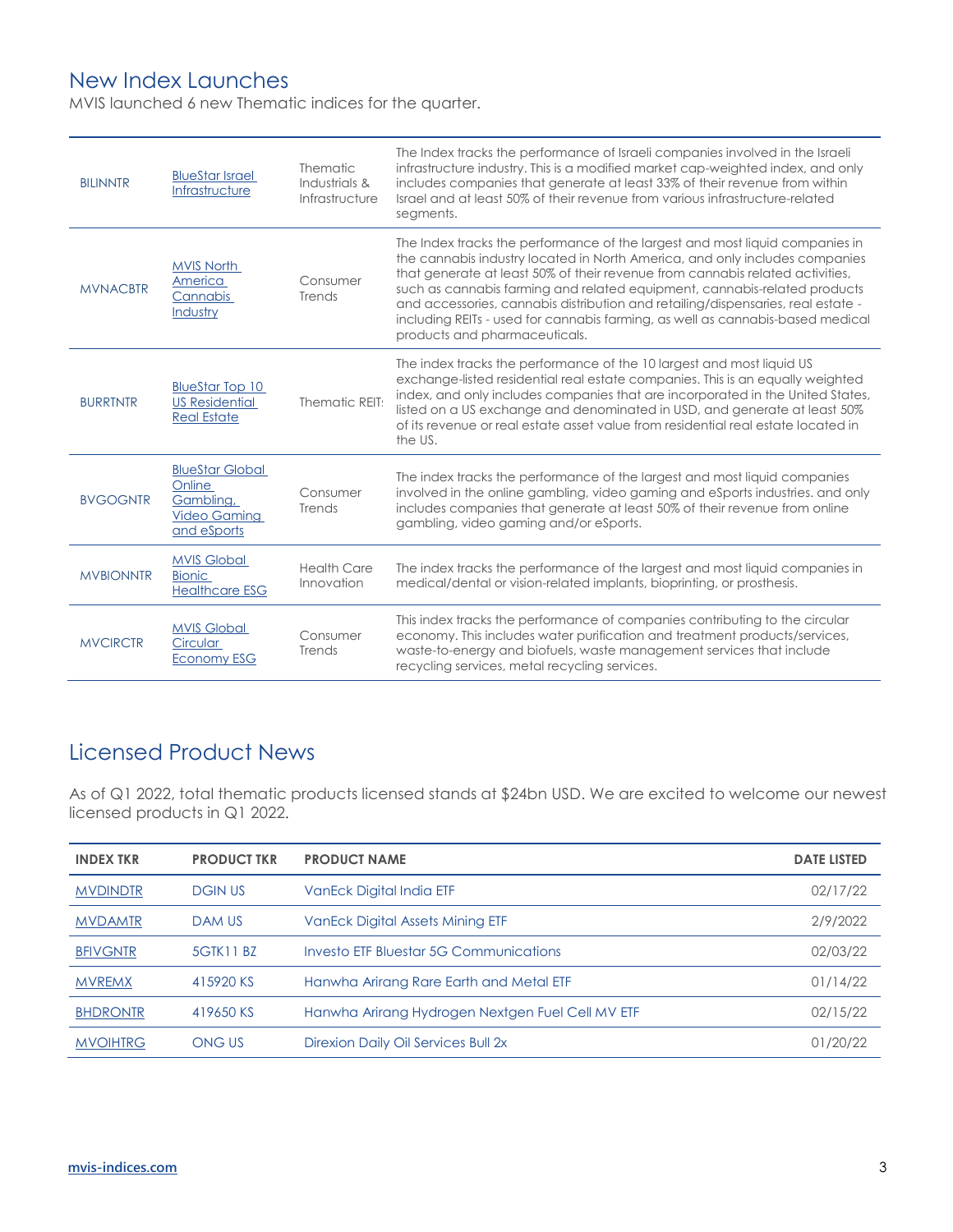## New Index Launches

MVIS launched 6 new Thematic indices for the quarter.

| | | | |
|---|---|---|---|
| BILINNTR | BlueStar Israel Infrastructure | Thematic Industrials & Infrastructure | The Index tracks the performance of Israeli companies involved in the Israeli infrastructure industry. This is a modified market cap-weighted index, and only includes companies that generate at least 33% of their revenue from within Israel and at least 50% of their revenue from various infrastructure-related segments. |
| MVNACBTR | MVIS North America Cannabis Industry | Consumer Trends | The Index tracks the performance of the largest and most liquid companies in the cannabis industry located in North America, and only includes companies that generate at least 50% of their revenue from cannabis related activities, such as cannabis farming and related equipment, cannabis-related products and accessories, cannabis distribution and retailing/dispensaries, real estate - including REITs - used for cannabis farming, as well as cannabis-based medical products and pharmaceuticals. |
| BURRTNTR | BlueStar Top 10 US Residential Real Estate | Thematic REIT: | The index tracks the performance of the 10 largest and most liquid US exchange-listed residential real estate companies. This is an equally weighted index, and only includes companies that are incorporated in the United States, listed on a US exchange and denominated in USD, and generate at least 50% of its revenue or real estate asset value from residential real estate located in the US. |
| BVGOGNTR | BlueStar Global Online Gambling, Video Gaming and eSports | Consumer Trends | The index tracks the performance of the largest and most liquid companies involved in the online gambling, video gaming and eSports industries. and only includes companies that generate at least 50% of their revenue from online gambling, video gaming and/or eSports. |
| MVBIONNTR | MVIS Global Bionic Healthcare ESG | Health Care Innovation | The index tracks the performance of the largest and most liquid companies in medical/dental or vision-related implants, bioprinting, or prosthesis. |
| MVCIRCTR | MVIS Global Circular Economy ESG | Consumer Trends | This index tracks the performance of companies contributing to the circular economy. This includes water purification and treatment products/services, waste-to-energy and biofuels, waste management services that include recycling services, metal recycling services. |

## Licensed Product News

As of Q1 2022, total thematic products licensed stands at $24bn USD. We are excited to welcome our newest licensed products in Q1 2022.

| INDEX TKR | PRODUCT TKR | PRODUCT NAME | DATE LISTED |
|---|---|---|---|
| MVDINDTR | DGIN US | VanEck Digital India ETF | 02/17/22 |
| MVDAMTR | DAM US | VanEck Digital Assets Mining ETF | 2/9/2022 |
| BFIVGNTR | 5GTK11 BZ | Investo ETF Bluestar 5G Communications | 02/03/22 |
| MVREMX | 415920 KS | Hanwha Arirang Rare Earth and Metal ETF | 01/14/22 |
| BHDRONTR | 419650 KS | Hanwha Arirang Hydrogen Nextgen Fuel Cell MV ETF | 02/15/22 |
| MVOIHTRG | ONG US | Direxion Daily Oil Services Bull 2x | 01/20/22 |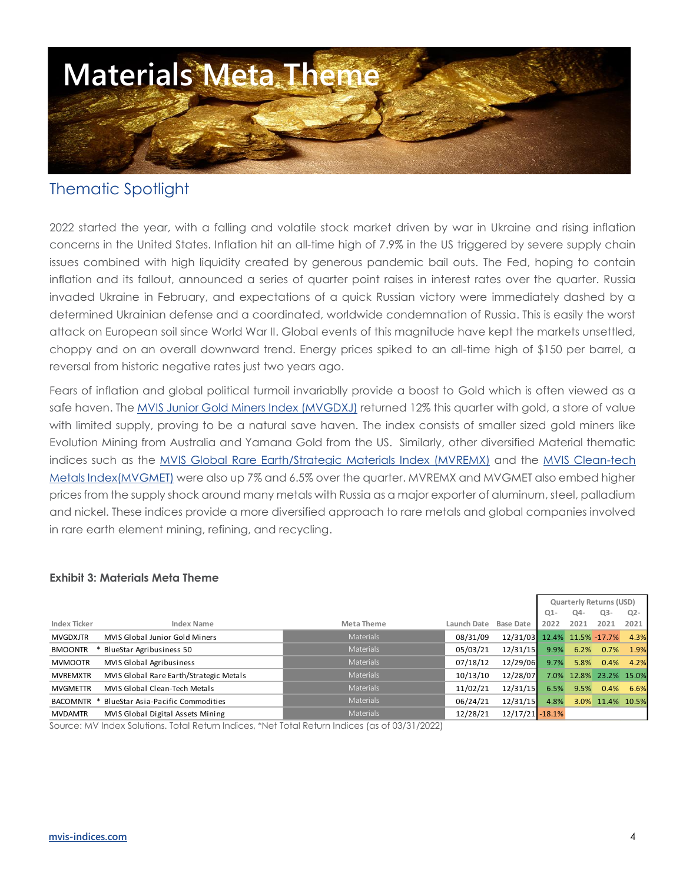# Materials Meta Theme

## Thematic Spotlight

2022 started the year, with a falling and volatile stock market driven by war in Ukraine and rising inflation concerns in the United States. Inflation hit an all-time high of 7.9% in the US triggered by severe supply chain issues combined with high liquidity created by generous pandemic bail outs. The Fed, hoping to contain inflation and its fallout, announced a series of quarter point raises in interest rates over the quarter. Russia invaded Ukraine in February, and expectations of a quick Russian victory were immediately dashed by a determined Ukrainian defense and a coordinated, worldwide condemnation of Russia. This is easily the worst attack on European soil since World War II. Global events of this magnitude have kept the markets unsettled, choppy and on an overall downward trend. Energy prices spiked to an all-time high of $150 per barrel, a reversal from historic negative rates just two years ago.

Fears of inflation and global political turmoil invariablly provide a boost to Gold which is often viewed as a safe haven. The [MVIS Junior Gold Miners Index (MVGDXJ)] returned 12% this quarter with gold, a store of value with limited supply, proving to be a natural save haven. The index consists of smaller sized gold miners like Evolution Mining from Australia and Yamana Gold from the US. Similarly, other diversified Material thematic indices such as the [MVIS Global Rare Earth/Strategic Materials Index (MVREMX)] and the [MVIS Clean-tech Metals Index(MVGMET)] were also up 7% and 6.5% over the quarter. MVREMX and MVGMET also embed higher prices from the supply shock around many metals with Russia as a major exporter of aluminum, steel, palladium and nickel. These indices provide a more diversified approach to rare metals and global companies involved in rare earth element mining, refining, and recycling.

**Exhibit 3: Materials Meta Theme**

| Index Ticker | Index Name | Meta Theme | Launch Date | Base Date | Quarterly Returns (USD) Q1-2022 | Q4-2021 | Q3-2021 | Q2-2021 |
|---|---|---|---|---|---|---|---|---|
| MVGDXJTR | MVIS Global Junior Gold Miners | Materials | 08/31/09 | 12/31/03 | 12.4% | 11.5% | -17.7% | 4.3% |
| BMOONTR | * BlueStar Agribusiness 50 | Materials | 05/03/21 | 12/31/15 | 9.9% | 6.2% | 0.7% | 1.9% |
| MVMOOTR | MVIS Global Agribusiness | Materials | 07/18/12 | 12/29/06 | 9.7% | 5.8% | 0.4% | 4.2% |
| MVREMXTR | MVIS Global Rare Earth/Strategic Metals | Materials | 10/13/10 | 12/28/07 | 7.0% | 12.8% | 23.2% | 15.0% |
| MVGMETTR | MVIS Global Clean-Tech Metals | Materials | 11/02/21 | 12/31/15 | 6.5% | 9.5% | 0.4% | 6.6% |
| BACOMNTR | * BlueStar Asia-Pacific Commodities | Materials | 06/24/21 | 12/31/15 | 4.8% | 3.0% | 11.4% | 10.5% |
| MVDAMTR | MVIS Global Digital Assets Mining | Materials | 12/28/21 | 12/17/21 | -18.1% | | | |

Source: MV Index Solutions. Total Return Indices, *Net Total Return Indices (as of 03/31/2022)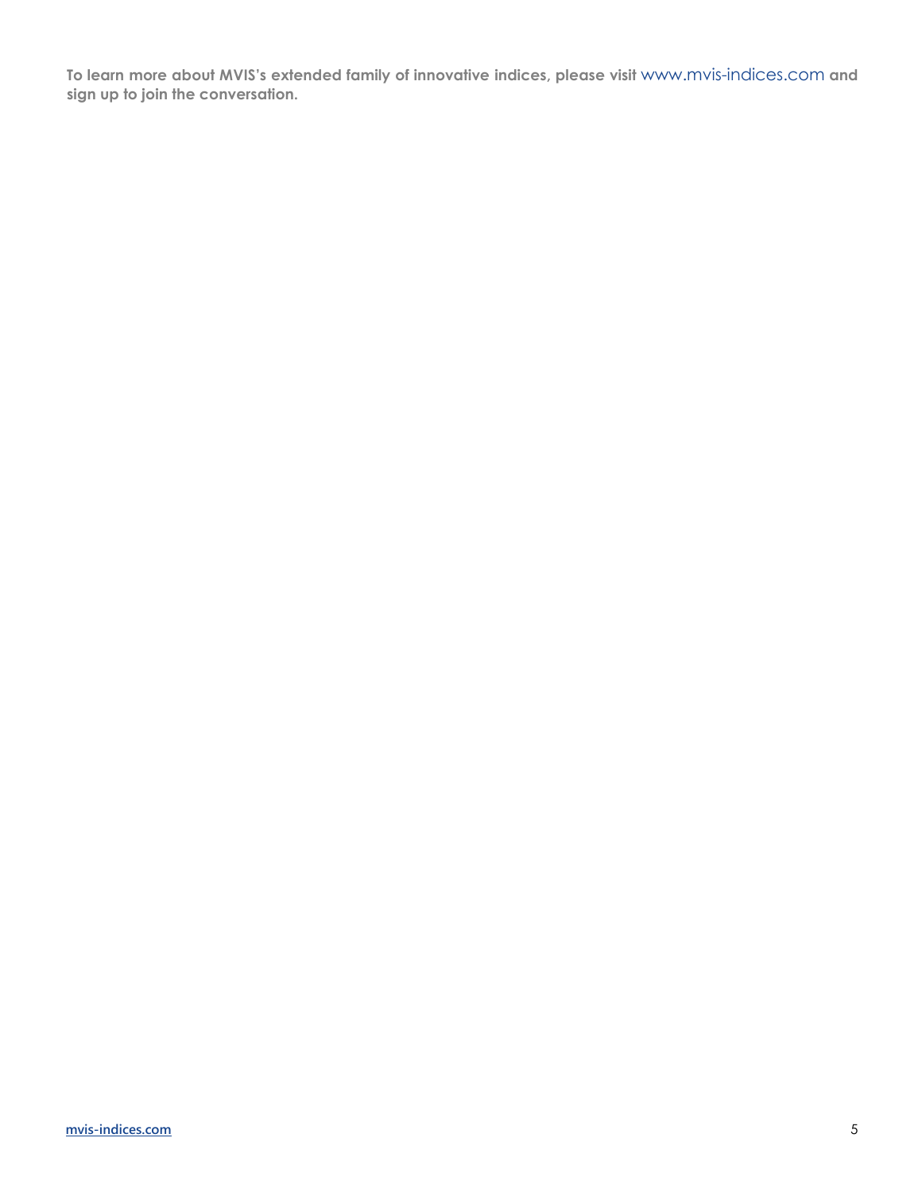**To learn more about MVIS's extended family of innovative indices, please visit** www.mvis-indices.com **and sign up to join the conversation.**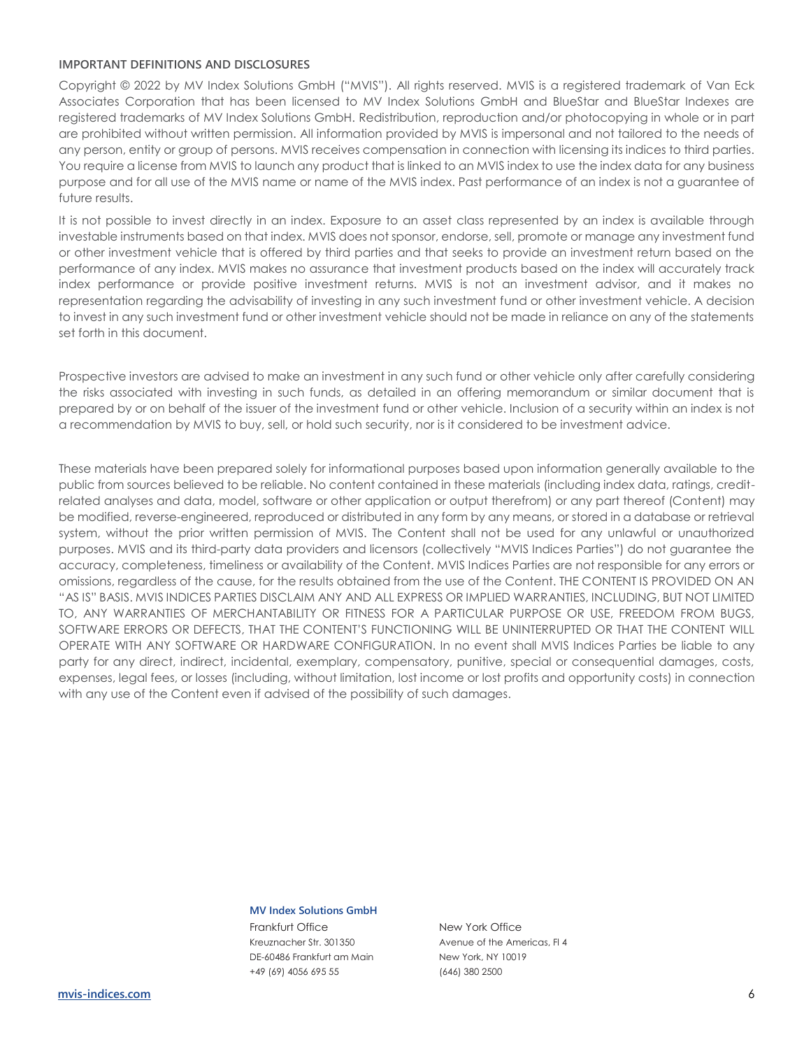## IMPORTANT DEFINITIONS AND DISCLOSURES

Copyright © 2022 by MV Index Solutions GmbH ("MVIS"). All rights reserved. MVIS is a registered trademark of Van Eck Associates Corporation that has been licensed to MV Index Solutions GmbH and BlueStar and BlueStar Indexes are registered trademarks of MV Index Solutions GmbH. Redistribution, reproduction and/or photocopying in whole or in part are prohibited without written permission. All information provided by MVIS is impersonal and not tailored to the needs of any person, entity or group of persons. MVIS receives compensation in connection with licensing its indices to third parties. You require a license from MVIS to launch any product that is linked to an MVIS index to use the index data for any business purpose and for all use of the MVIS name or name of the MVIS index. Past performance of an index is not a guarantee of future results.

It is not possible to invest directly in an index. Exposure to an asset class represented by an index is available through investable instruments based on that index. MVIS does not sponsor, endorse, sell, promote or manage any investment fund or other investment vehicle that is offered by third parties and that seeks to provide an investment return based on the performance of any index. MVIS makes no assurance that investment products based on the index will accurately track index performance or provide positive investment returns. MVIS is not an investment advisor, and it makes no representation regarding the advisability of investing in any such investment fund or other investment vehicle. A decision to invest in any such investment fund or other investment vehicle should not be made in reliance on any of the statements set forth in this document.

Prospective investors are advised to make an investment in any such fund or other vehicle only after carefully considering the risks associated with investing in such funds, as detailed in an offering memorandum or similar document that is prepared by or on behalf of the issuer of the investment fund or other vehicle. Inclusion of a security within an index is not a recommendation by MVIS to buy, sell, or hold such security, nor is it considered to be investment advice.

These materials have been prepared solely for informational purposes based upon information generally available to the public from sources believed to be reliable. No content contained in these materials (including index data, ratings, credit-related analyses and data, model, software or other application or output therefrom) or any part thereof (Content) may be modified, reverse-engineered, reproduced or distributed in any form by any means, or stored in a database or retrieval system, without the prior written permission of MVIS. The Content shall not be used for any unlawful or unauthorized purposes. MVIS and its third-party data providers and licensors (collectively "MVIS Indices Parties") do not guarantee the accuracy, completeness, timeliness or availability of the Content. MVIS Indices Parties are not responsible for any errors or omissions, regardless of the cause, for the results obtained from the use of the Content. THE CONTENT IS PROVIDED ON AN "AS IS" BASIS. MVIS INDICES PARTIES DISCLAIM ANY AND ALL EXPRESS OR IMPLIED WARRANTIES, INCLUDING, BUT NOT LIMITED TO, ANY WARRANTIES OF MERCHANTABILITY OR FITNESS FOR A PARTICULAR PURPOSE OR USE, FREEDOM FROM BUGS, SOFTWARE ERRORS OR DEFECTS, THAT THE CONTENT'S FUNCTIONING WILL BE UNINTERRUPTED OR THAT THE CONTENT WILL OPERATE WITH ANY SOFTWARE OR HARDWARE CONFIGURATION. In no event shall MVIS Indices Parties be liable to any party for any direct, indirect, incidental, exemplary, compensatory, punitive, special or consequential damages, costs, expenses, legal fees, or losses (including, without limitation, lost income or lost profits and opportunity costs) in connection with any use of the Content even if advised of the possibility of such damages.

**MV Index Solutions GmbH**

Frankfurt Office
Kreuznacher Str. 301350
DE-60486 Frankfurt am Main
+49 (69) 4056 695 55

New York Office
Avenue of the Americas, Fl 4
New York, NY 10019
(646) 380 2500

mvis-indices.com